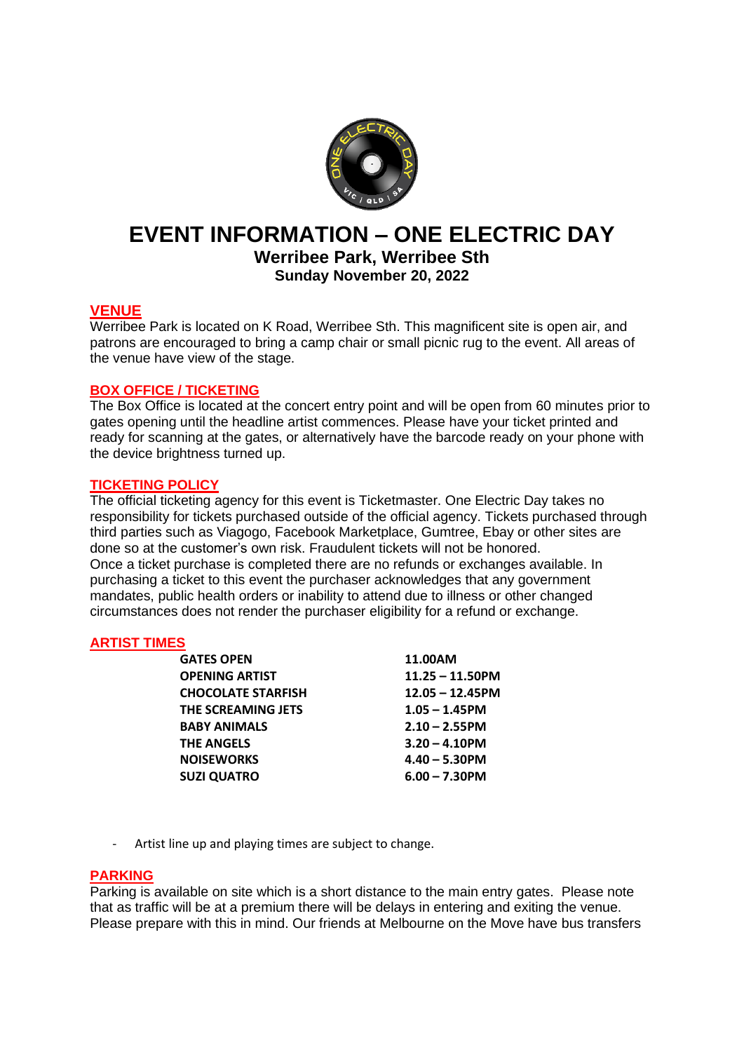# EVENT INFORMATION – ONE ELECTRIC DAY

## Werribee Park, Werribee Sth

### Sunday November 20, 2022

## VENUE

Werribee Park is located on K Road, Werribee Sth. This magnificent site is open air, and patrons are encouraged to bring a camp chair or small picnic rug to the event. All areas of the venue have view of the stage.

## BOX OFFICE / TICKETING

The Box Office is located at the concert entry point and will be open from 60 minutes prior to gates opening until the headline artist commences. Please have your ticket printed and ready for scanning at the gates, or alternatively have the barcode ready on your phone with the device brightness turned up.

## TICKETING POLICY

The official ticketing agency for this event is Ticketmaster. One Electric Day takes no responsibility for tickets purchased outside of the official agency. Tickets purchased through third parties such as Viagogo, Facebook Marketplace, Gumtree, Ebay or other sites are done so at the customer's own risk. Fraudulent tickets will not be honored.
Once a ticket purchase is completed there are no refunds or exchanges available. In purchasing a ticket to this event the purchaser acknowledges that any government mandates, public health orders or inability to attend due to illness or other changed circumstances does not render the purchaser eligibility for a refund or exchange.

## ARTIST TIMES

| | |
|---|---|
| **GATES OPEN** | **11.00AM** |
| **OPENING ARTIST** | **11.25 – 11.50PM** |
| **CHOCOLATE STARFISH** | **12.05 – 12.45PM** |
| **THE SCREAMING JETS** | **1.05 – 1.45PM** |
| **BABY ANIMALS** | **2.10 – 2.55PM** |
| **THE ANGELS** | **3.20 – 4.10PM** |
| **NOISEWORKS** | **4.40 – 5.30PM** |
| **SUZI QUATRO** | **6.00 – 7.30PM** |

- Artist line up and playing times are subject to change.

## PARKING

Parking is available on site which is a short distance to the main entry gates. Please note that as traffic will be at a premium there will be delays in entering and exiting the venue. Please prepare with this in mind. Our friends at Melbourne on the Move have bus transfers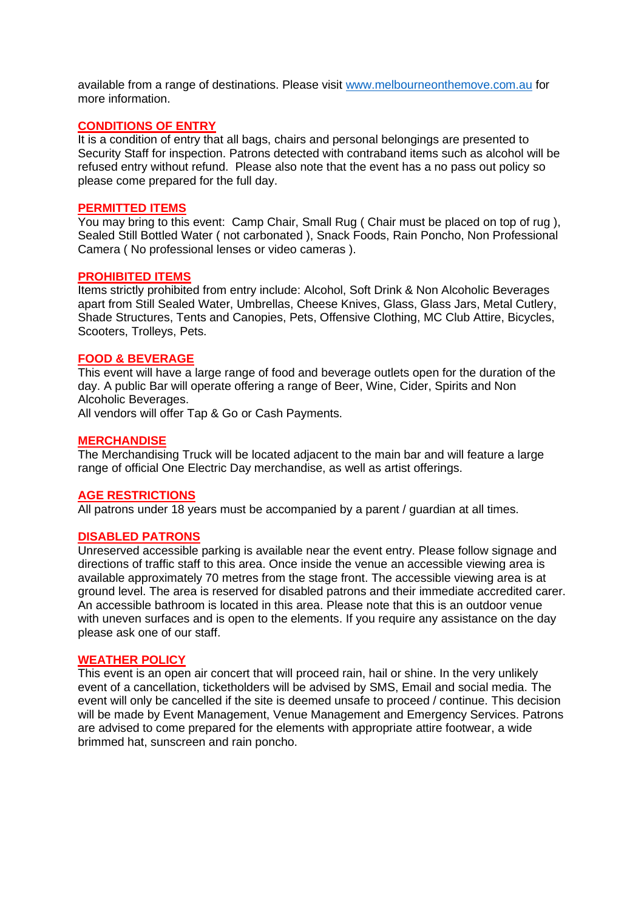available from a range of destinations. Please visit [www.melbourneonthemove.com.au](http://www.melbourneonthemove.com.au) for more information.

## CONDITIONS OF ENTRY

It is a condition of entry that all bags, chairs and personal belongings are presented to Security Staff for inspection. Patrons detected with contraband items such as alcohol will be refused entry without refund. Please also note that the event has a no pass out policy so please come prepared for the full day.

## PERMITTED ITEMS

You may bring to this event: Camp Chair, Small Rug ( Chair must be placed on top of rug ), Sealed Still Bottled Water ( not carbonated ), Snack Foods, Rain Poncho, Non Professional Camera ( No professional lenses or video cameras ).

## PROHIBITED ITEMS

Items strictly prohibited from entry include: Alcohol, Soft Drink & Non Alcoholic Beverages apart from Still Sealed Water, Umbrellas, Cheese Knives, Glass, Glass Jars, Metal Cutlery, Shade Structures, Tents and Canopies, Pets, Offensive Clothing, MC Club Attire, Bicycles, Scooters, Trolleys, Pets.

## FOOD & BEVERAGE

This event will have a large range of food and beverage outlets open for the duration of the day. A public Bar will operate offering a range of Beer, Wine, Cider, Spirits and Non Alcoholic Beverages.
All vendors will offer Tap & Go or Cash Payments.

## MERCHANDISE

The Merchandising Truck will be located adjacent to the main bar and will feature a large range of official One Electric Day merchandise, as well as artist offerings.

## AGE RESTRICTIONS

All patrons under 18 years must be accompanied by a parent / guardian at all times.

## DISABLED PATRONS

Unreserved accessible parking is available near the event entry. Please follow signage and directions of traffic staff to this area. Once inside the venue an accessible viewing area is available approximately 70 metres from the stage front. The accessible viewing area is at ground level. The area is reserved for disabled patrons and their immediate accredited carer. An accessible bathroom is located in this area. Please note that this is an outdoor venue with uneven surfaces and is open to the elements. If you require any assistance on the day please ask one of our staff.

## WEATHER POLICY

This event is an open air concert that will proceed rain, hail or shine. In the very unlikely event of a cancellation, ticketholders will be advised by SMS, Email and social media. The event will only be cancelled if the site is deemed unsafe to proceed / continue. This decision will be made by Event Management, Venue Management and Emergency Services. Patrons are advised to come prepared for the elements with appropriate attire footwear, a wide brimmed hat, sunscreen and rain poncho.